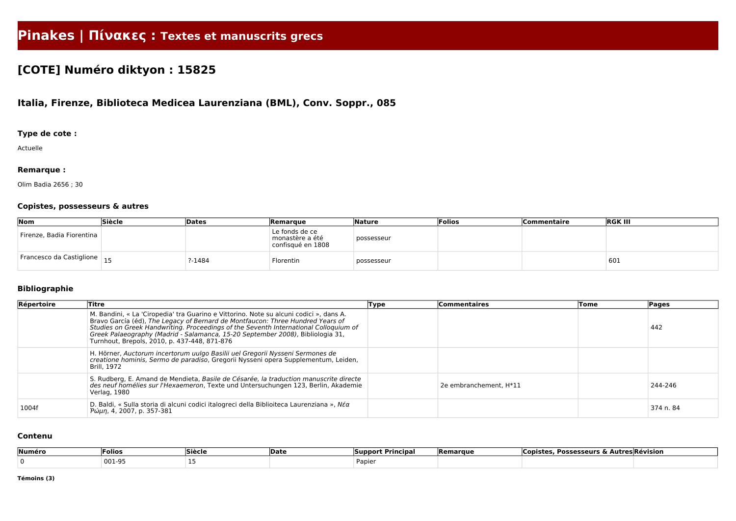# Pinakes | Πίνακες : Textes et manuscrits grecs

## [COTE] Numéro diktyon : 15825

### Italia, Firenze, Biblioteca Medicea Laurenziana (BML), Conv. Soppr., 085

#### Type de cote :

Actuelle

#### Remarque :

Olim Badia 2656 ; 30

#### Copistes, possesseurs & autres

| Nom | Siècle | Dates | Remarque | Nature | Folios | Commentaire | RGK III |
|---|---|---|---|---|---|---|---|
| Firenze, Badia Fiorentina | | | Le fonds de ce monastère a été confisqué en 1808 | possesseur | | | |
| Francesco da Castiglione | 15 | ?-1484 | Florentin | possesseur | | | 601 |

#### Bibliographie

| Répertoire | Titre | Type | Commentaires | Tome | Pages |
|---|---|---|---|---|---|
| | M. Bandini, « La 'Ciropedia' tra Guarino e Vittorino. Note su alcuni codici », dans A. Bravo García (éd), *The Legacy of Bernard de Montfaucon: Three Hundred Years of Studies on Greek Handwriting. Proceedings of the Seventh International Colloquium of Greek Palaeography (Madrid - Salamanca, 15-20 September 2008)*, Bibliologia 31, Turnhout, Brepols, 2010, p. 437-448, 871-876 | | | | 442 |
| | H. Hörner, *Auctorum incertorum uulgo Basilii uel Gregorii Nysseni Sermones de creatione hominis, Sermo de paradiso*, Gregorii Nysseni opera Supplementum, Leiden, Brill, 1972 | | | | |
| | S. Rudberg, E. Amand de Mendieta, *Basile de Césarée, la traduction manuscrite directe des neuf homélies sur l'Hexaemeron*, Texte und Untersuchungen 123, Berlin, Akademie Verlag, 1980 | | 2e embranchement, H*11 | | 244-246 |
| 1004f | D. Baldi, « Sulla storia di alcuni codici italogreci della Biblioiteca Laurenziana », *Νέα Ῥώμη*, 4, 2007, p. 357-381 | | | | 374 n. 84 |

#### Contenu

| Numéro | Folios | Siècle | Date | Support Principal | Remarque | Copistes, Possesseurs & Autres | Révision |
|---|---|---|---|---|---|---|---|
| 0 | 001-95 | 15 | | Papier | | | |

**Témoins (3)**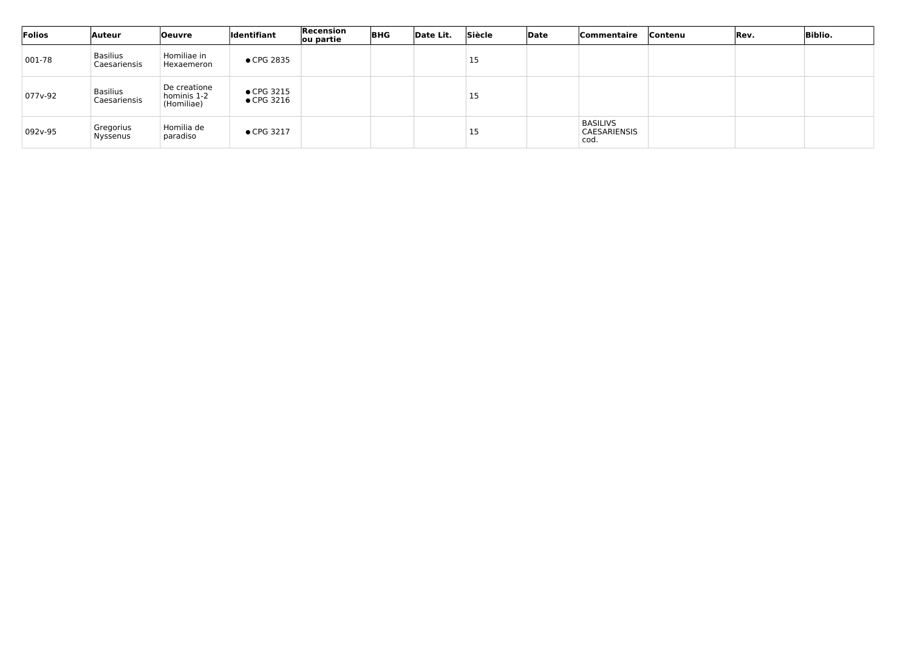| Folios | Auteur | Oeuvre | Identifiant | Recension ou partie | BHG | Date Lit. | Siècle | Date | Commentaire | Contenu | Rev. | Biblio. |
|---|---|---|---|---|---|---|---|---|---|---|---|---|
| 001-78 | Basilius Caesariensis | Homiliae in Hexaemeron | • CPG 2835 | | | | 15 | | | | | |
| 077v-92 | Basilius Caesariensis | De creatione hominis 1-2 (Homiliae) | • CPG 3215<br>• CPG 3216 | | | | 15 | | | | | |
| 092v-95 | Gregorius Nyssenus | Homilia de paradiso | • CPG 3217 | | | | 15 | | BASILIVS CAESARIENSIS cod. | | | |